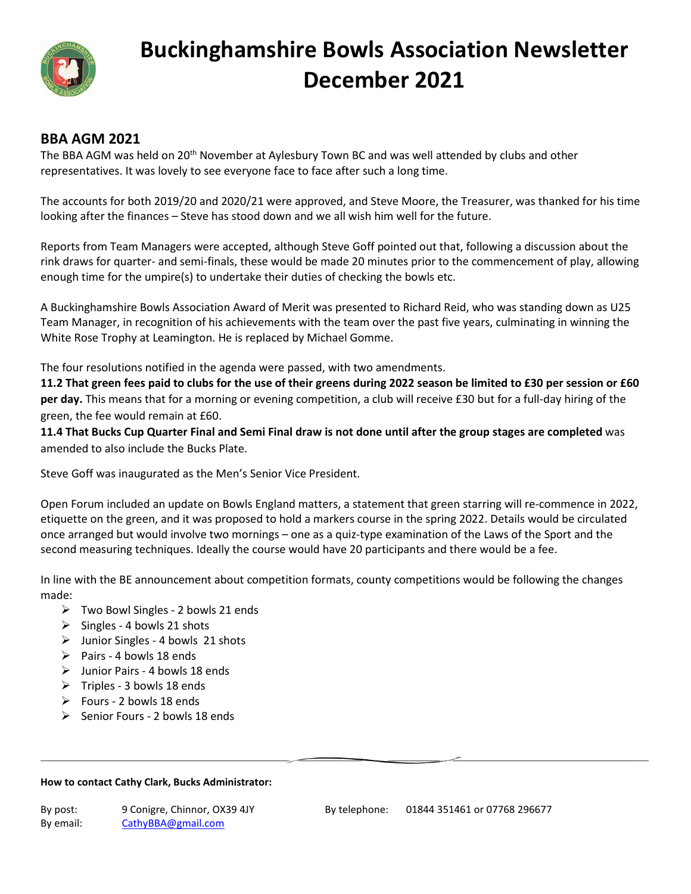# Buckinghamshire Bowls Association Newsletter December 2021

## BBA AGM 2021

The BBA AGM was held on 20th November at Aylesbury Town BC and was well attended by clubs and other representatives. It was lovely to see everyone face to face after such a long time.

The accounts for both 2019/20 and 2020/21 were approved, and Steve Moore, the Treasurer, was thanked for his time looking after the finances – Steve has stood down and we all wish him well for the future.

Reports from Team Managers were accepted, although Steve Goff pointed out that, following a discussion about the rink draws for quarter- and semi-finals, these would be made 20 minutes prior to the commencement of play, allowing enough time for the umpire(s) to undertake their duties of checking the bowls etc.

A Buckinghamshire Bowls Association Award of Merit was presented to Richard Reid, who was standing down as U25 Team Manager, in recognition of his achievements with the team over the past five years, culminating in winning the White Rose Trophy at Leamington. He is replaced by Michael Gomme.

The four resolutions notified in the agenda were passed, with two amendments.

**11.2 That green fees paid to clubs for the use of their greens during 2022 season be limited to £30 per session or £60 per day.** This means that for a morning or evening competition, a club will receive £30 but for a full-day hiring of the green, the fee would remain at £60.

**11.4 That Bucks Cup Quarter Final and Semi Final draw is not done until after the group stages are completed** was amended to also include the Bucks Plate.

Steve Goff was inaugurated as the Men's Senior Vice President.

Open Forum included an update on Bowls England matters, a statement that green starring will re-commence in 2022, etiquette on the green, and it was proposed to hold a markers course in the spring 2022. Details would be circulated once arranged but would involve two mornings – one as a quiz-type examination of the Laws of the Sport and the second measuring techniques. Ideally the course would have 20 participants and there would be a fee.

In line with the BE announcement about competition formats, county competitions would be following the changes made:

- Two Bowl Singles - 2 bowls 21 ends
- Singles - 4 bowls 21 shots
- Junior Singles - 4 bowls 21 shots
- Pairs - 4 bowls 18 ends
- Junior Pairs - 4 bowls 18 ends
- Triples - 3 bowls 18 ends
- Fours - 2 bowls 18 ends
- Senior Fours - 2 bowls 18 ends

---

**How to contact Cathy Clark, Bucks Administrator:**

By post: 9 Conigre, Chinnor, OX39 4JY
By telephone: 01844 351461 or 07768 296677
By email: CathyBBA@gmail.com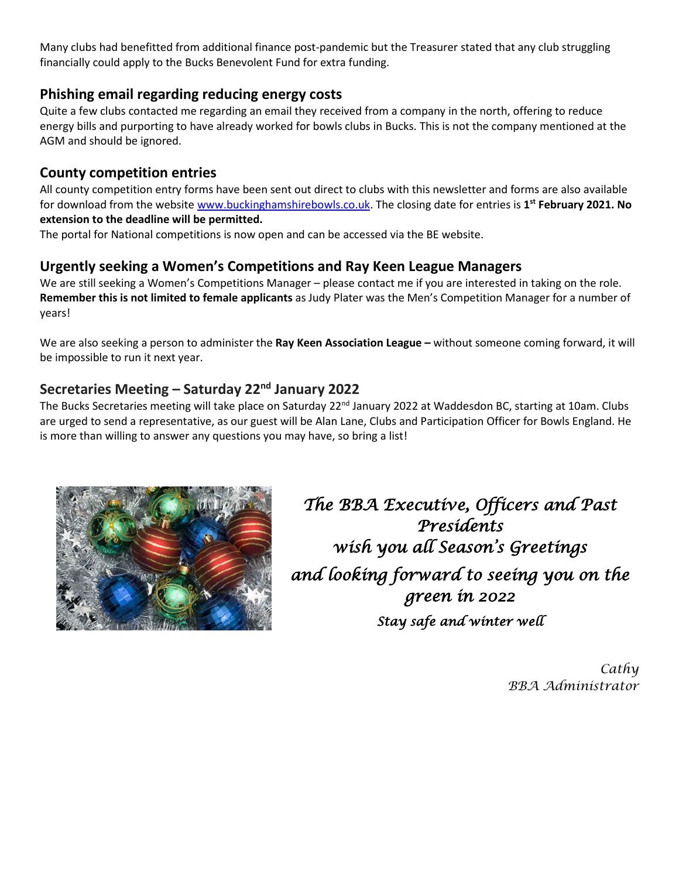Many clubs had benefitted from additional finance post-pandemic but the Treasurer stated that any club struggling financially could apply to the Bucks Benevolent Fund for extra funding.

## Phishing email regarding reducing energy costs

Quite a few clubs contacted me regarding an email they received from a company in the north, offering to reduce energy bills and purporting to have already worked for bowls clubs in Bucks. This is not the company mentioned at the AGM and should be ignored.

## County competition entries

All county competition entry forms have been sent out direct to clubs with this newsletter and forms are also available for download from the website www.buckinghamshirebowls.co.uk. The closing date for entries is **1st February 2021. No extension to the deadline will be permitted.**

The portal for National competitions is now open and can be accessed via the BE website.

## Urgently seeking a Women's Competitions and Ray Keen League Managers

We are still seeking a Women's Competitions Manager – please contact me if you are interested in taking on the role. **Remember this is not limited to female applicants** as Judy Plater was the Men's Competition Manager for a number of years!

We are also seeking a person to administer the **Ray Keen Association League –** without someone coming forward, it will be impossible to run it next year.

## Secretaries Meeting – Saturday 22nd January 2022

The Bucks Secretaries meeting will take place on Saturday 22nd January 2022 at Waddesdon BC, starting at 10am. Clubs are urged to send a representative, as our guest will be Alan Lane, Clubs and Participation Officer for Bowls England. He is more than willing to answer any questions you may have, so bring a list!

*The BBA Executive, Officers and Past Presidents*
*wish you all Season's Greetings*
*and looking forward to seeing you on the green in 2022*
*Stay safe and winter well*

*Cathy*
*BBA Administrator*